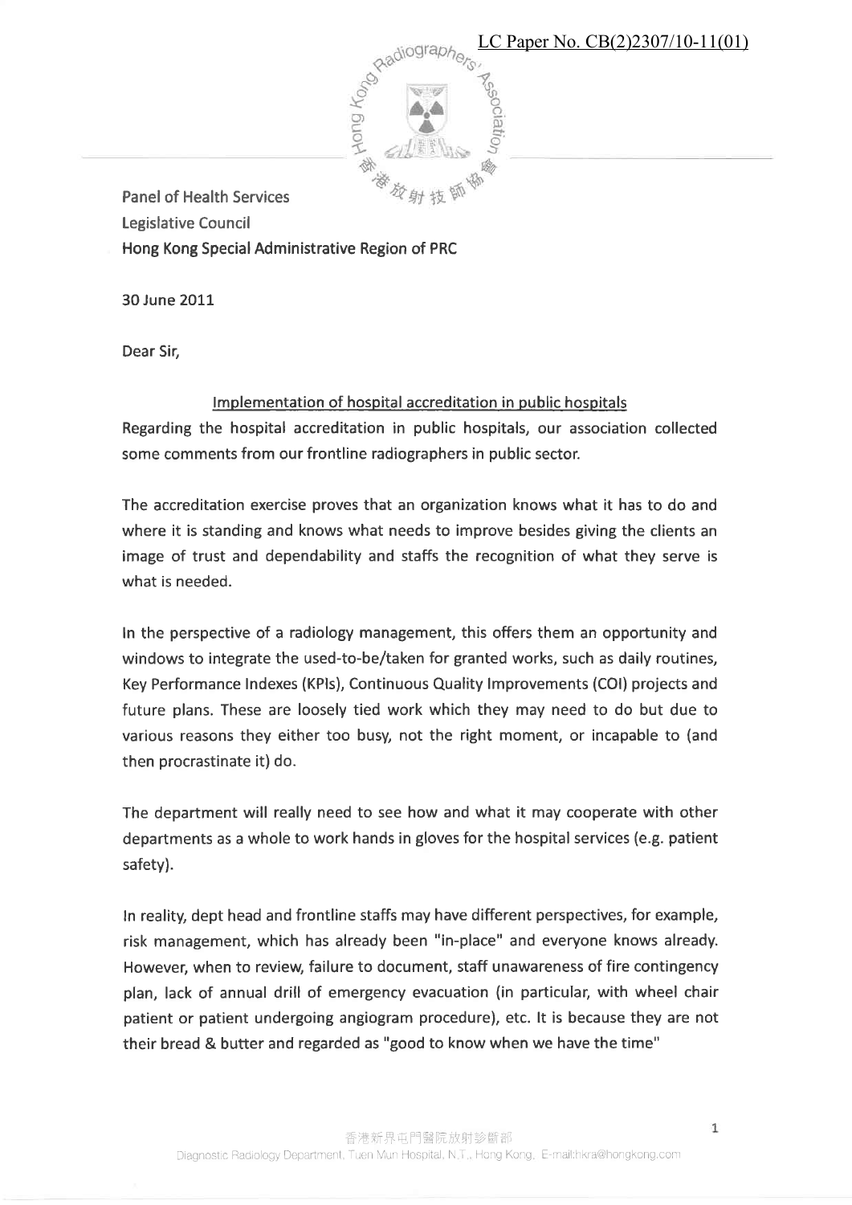LC Paper No. CB(2)2307/10-11(01)

Hong Kong Radiographers' Association
香港放射技師協會

Panel of Health Services
Legislative Council
Hong Kong Special Administrative Region of PRC

30 June 2011

Dear Sir,

Implementation of hospital accreditation in public hospitals

Regarding the hospital accreditation in public hospitals, our association collected some comments from our frontline radiographers in public sector.

The accreditation exercise proves that an organization knows what it has to do and where it is standing and knows what needs to improve besides giving the clients an image of trust and dependability and staffs the recognition of what they serve is what is needed.

In the perspective of a radiology management, this offers them an opportunity and windows to integrate the used-to-be/taken for granted works, such as daily routines, Key Performance Indexes (KPIs), Continuous Quality Improvements (COI) projects and future plans. These are loosely tied work which they may need to do but due to various reasons they either too busy, not the right moment, or incapable to (and then procrastinate it) do.

The department will really need to see how and what it may cooperate with other departments as a whole to work hands in gloves for the hospital services (e.g. patient safety).

In reality, dept head and frontline staffs may have different perspectives, for example, risk management, which has already been "in-place" and everyone knows already. However, when to review, failure to document, staff unawareness of fire contingency plan, lack of annual drill of emergency evacuation (in particular, with wheel chair patient or patient undergoing angiogram procedure), etc. It is because they are not their bread & butter and regarded as "good to know when we have the time"

香港新界屯門醫院放射診斷部
Diagnostic Radiology Department, Tuen Mun Hospital, N.T., Hong Kong. E-mail:hkra@hongkong.com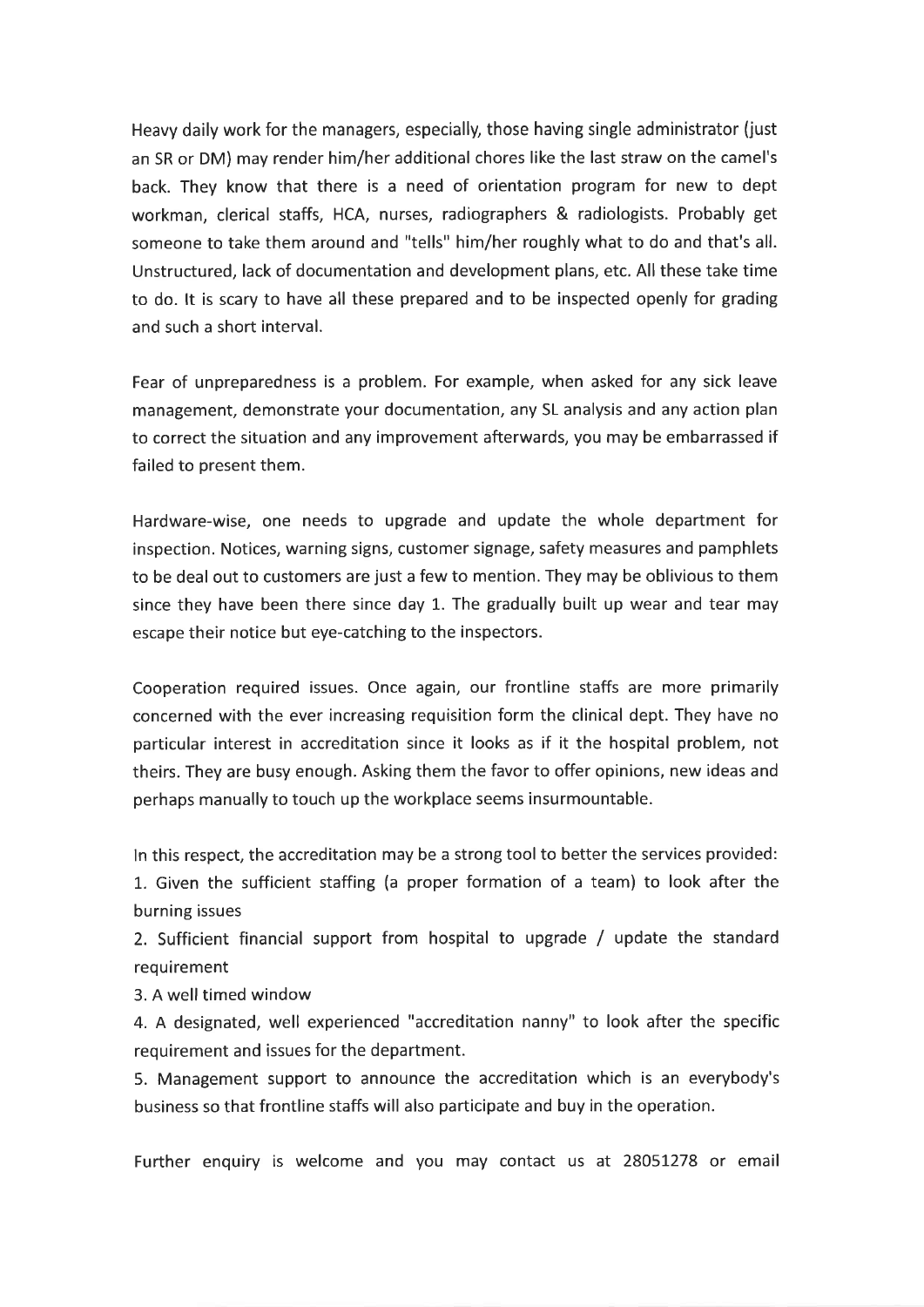Heavy daily work for the managers, especially, those having single administrator (just an SR or DM) may render him/her additional chores like the last straw on the camel's back. They know that there is a need of orientation program for new to dept workman, clerical staffs, HCA, nurses, radiographers & radiologists. Probably get someone to take them around and "tells" him/her roughly what to do and that's all. Unstructured, lack of documentation and development plans, etc. All these take time to do. It is scary to have all these prepared and to be inspected openly for grading and such a short interval.

Fear of unpreparedness is a problem. For example, when asked for any sick leave management, demonstrate your documentation, any SL analysis and any action plan to correct the situation and any improvement afterwards, you may be embarrassed if failed to present them.

Hardware-wise, one needs to upgrade and update the whole department for inspection. Notices, warning signs, customer signage, safety measures and pamphlets to be deal out to customers are just a few to mention. They may be oblivious to them since they have been there since day 1. The gradually built up wear and tear may escape their notice but eye-catching to the inspectors.

Cooperation required issues. Once again, our frontline staffs are more primarily concerned with the ever increasing requisition form the clinical dept. They have no particular interest in accreditation since it looks as if it the hospital problem, not theirs. They are busy enough. Asking them the favor to offer opinions, new ideas and perhaps manually to touch up the workplace seems insurmountable.

In this respect, the accreditation may be a strong tool to better the services provided:

1. Given the sufficient staffing (a proper formation of a team) to look after the burning issues
2. Sufficient financial support from hospital to upgrade / update the standard requirement
3. A well timed window
4. A designated, well experienced "accreditation nanny" to look after the specific requirement and issues for the department.
5. Management support to announce the accreditation which is an everybody's business so that frontline staffs will also participate and buy in the operation.

Further enquiry is welcome and you may contact us at 28051278 or email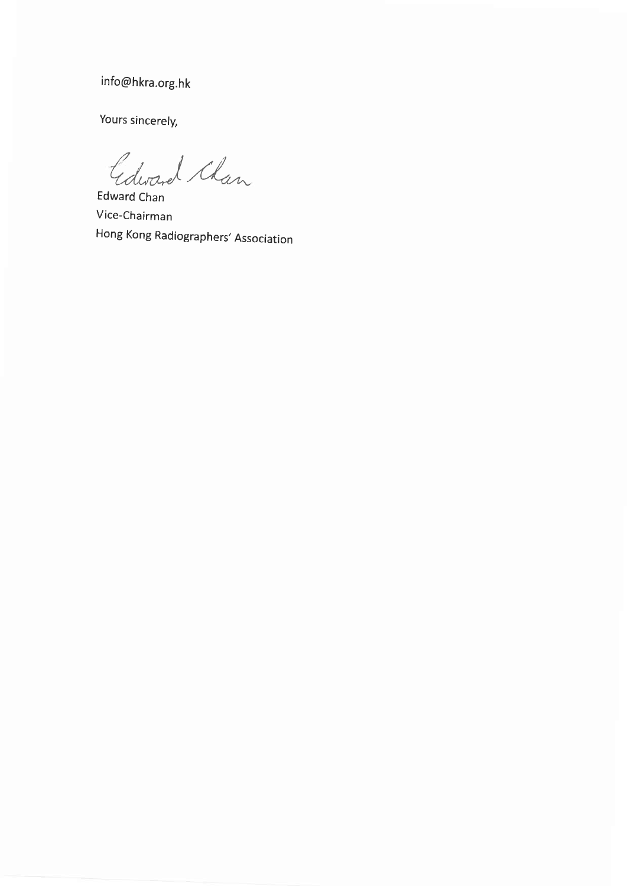info@hkra.org.hk

Yours sincerely,

Edward Chan

Edward Chan

Vice-Chairman

Hong Kong Radiographers' Association